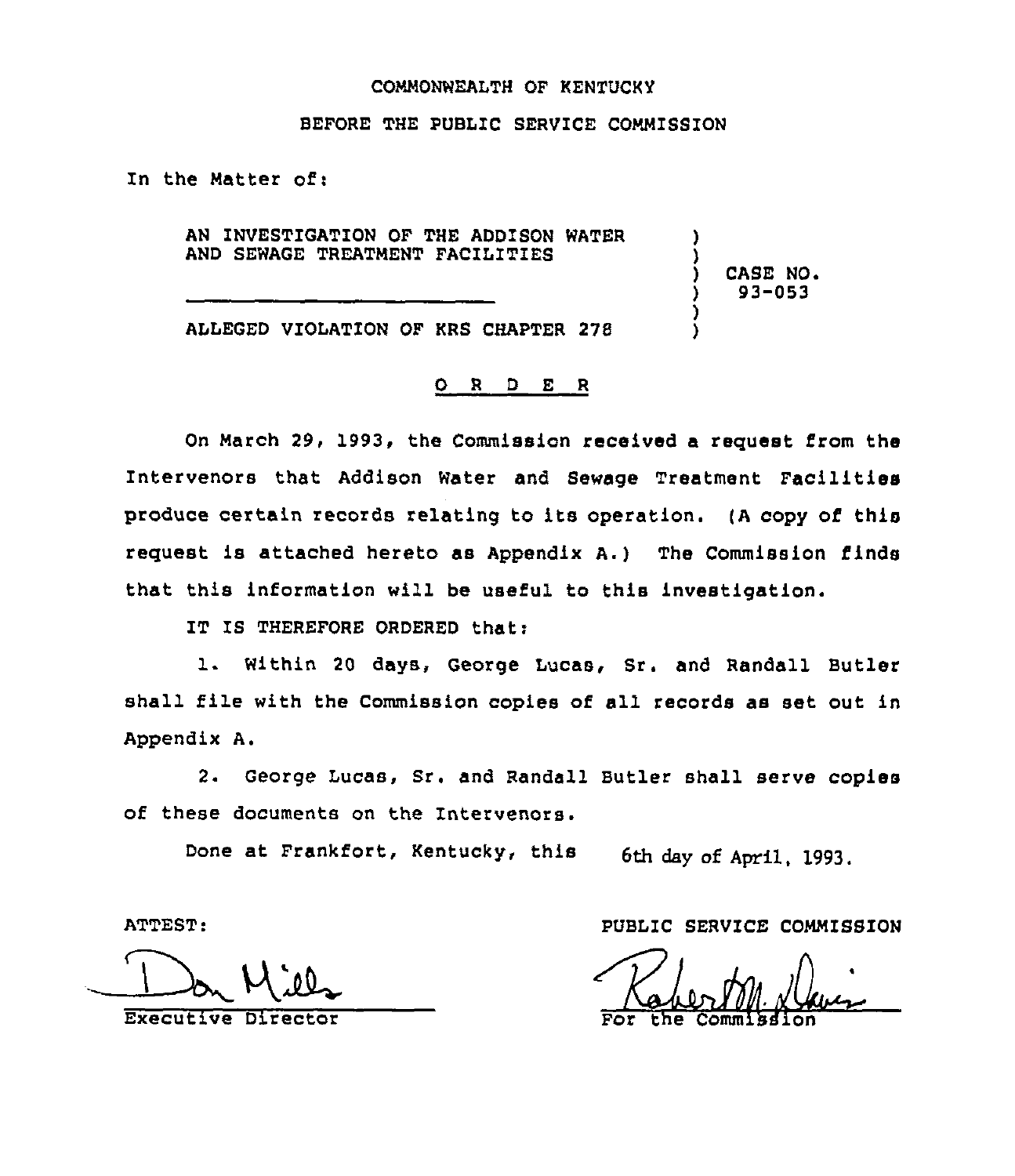COMMONWEALTH OF KENTUCKY

BEFORE THE PUBLIC SERVICE COMMISSION

In the Matter of:

AN INVESTIGATION OF THE ADDISON WATER AND SEWAGE TREATMENT FACILITIES ) CASE NO. 93-053

ALLEGED VIOLATION OF KRS CHAPTER 278

## O R D E R

On March 29, 1993, the Commission received a request from the Intervenors that Addison Water and Sewage Treatment Facilities produce certain records relating to its operation. (A copy of this request is attached hereto as Appendix A.) The Commission finds that this information will be useful to this investigation.

IT IS THEREFORE ORDERED that:

1. Within 20 days, George Lucas, Sr. and Randall Butler shall file with the Commission copies of all records as set out in Appendix A.

2. George Lucas, Sr. and Randall Butler shall serve copies of these documents on the Intervenors.

Done at Frankfort, Kentucky, this 6th day of April, 1993.

ATTEST:

Executive Director

PUBLIC SERVICE COMMISSION

For the Commission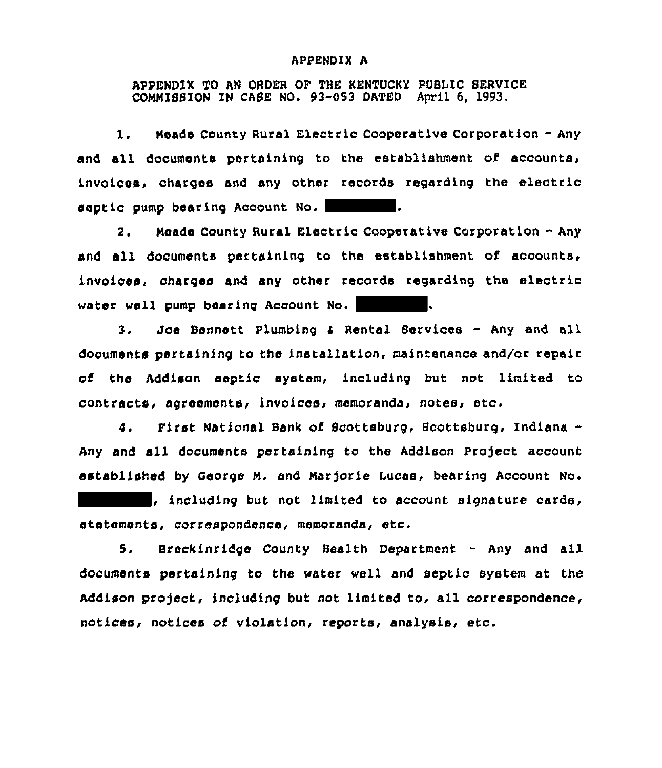# APPENDIX A

APPENDIX TO AN ORDER OF THE KENTUCKY PUBLIC SERVICE COMMISSION IN CASE NO. 93-053 DATED April 6, 1993.

1. Meade County Rural Electric Cooperative Corporation - Any and all documents pertaining to the establishment of accounts, invoices, charges and any other records regarding the electric septic pump bearing Account No. ████████.

2. Meade County Rural Electric Cooperative Corporation - Any and all documents pertaining to the establishment of accounts, invoices, charges and any other records regarding the electric water well pump bearing Account No. ████████.

3. Joe Bennett Plumbing & Rental Services - Any and all documents pertaining to the installation, maintenance and/or repair of the Addison septic system, including but not limited to contracts, agreements, invoices, memoranda, notes, etc.

4. First National Bank of Scottsburg, Scottsburg, Indiana - Any and all documents pertaining to the Addison Project account established by George M. and Marjorie Lucas, bearing Account No. ████████, including but not limited to account signature cards, statements, correspondence, memoranda, etc.

5. Breckinridge County Health Department - Any and all documents pertaining to the water well and septic system at the Addison project, including but not limited to, all correspondence, notices, notices of violation, reports, analysis, etc.